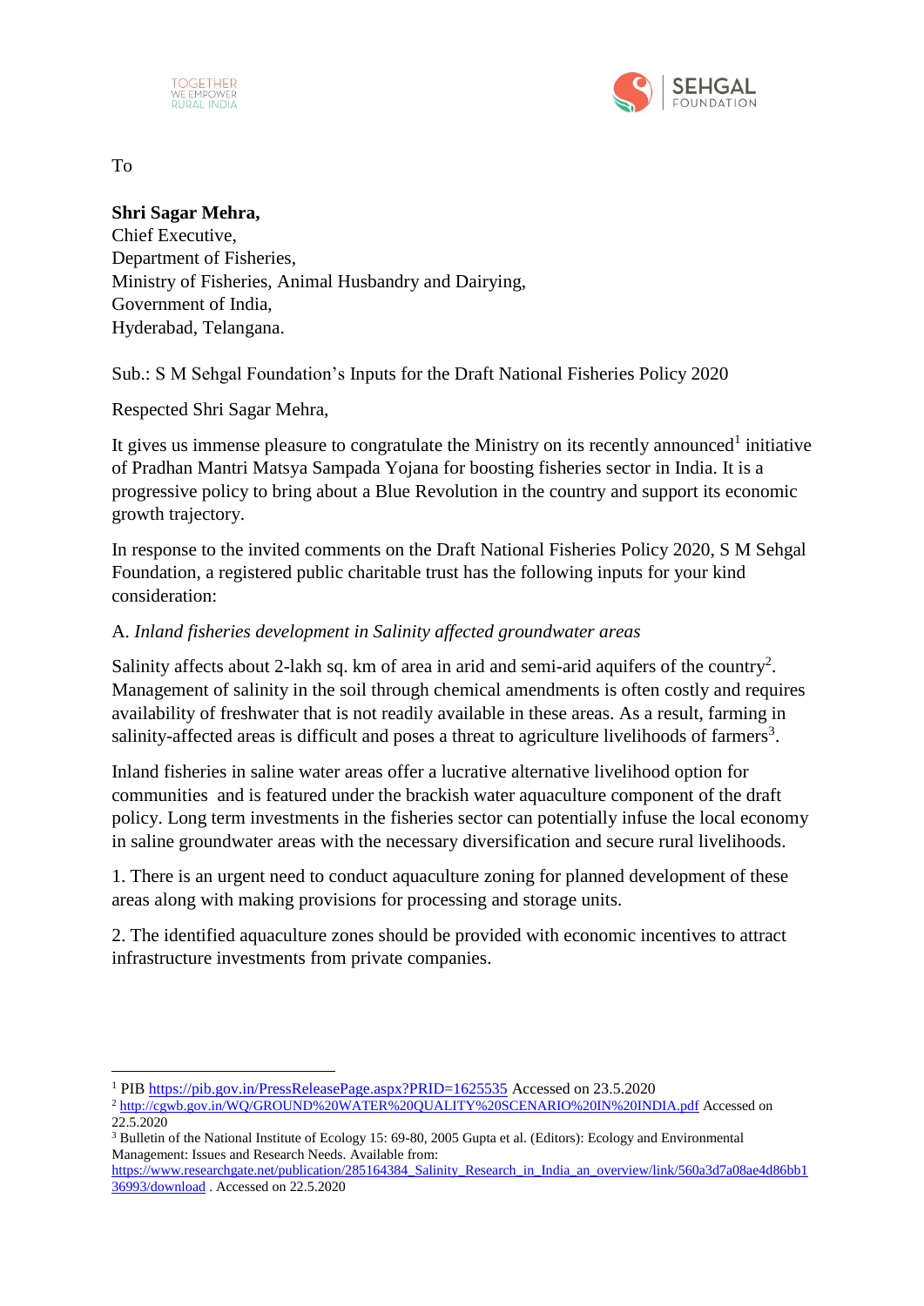To

**Shri Sagar Mehra,**
Chief Executive,
Department of Fisheries,
Ministry of Fisheries, Animal Husbandry and Dairying,
Government of India,
Hyderabad, Telangana.

Sub.: S M Sehgal Foundation's Inputs for the Draft National Fisheries Policy 2020

Respected Shri Sagar Mehra,

It gives us immense pleasure to congratulate the Ministry on its recently announced[1] initiative of Pradhan Mantri Matsya Sampada Yojana for boosting fisheries sector in India. It is a progressive policy to bring about a Blue Revolution in the country and support its economic growth trajectory.

In response to the invited comments on the Draft National Fisheries Policy 2020, S M Sehgal Foundation, a registered public charitable trust has the following inputs for your kind consideration:

A. *Inland fisheries development in Salinity affected groundwater areas*

Salinity affects about 2-lakh sq. km of area in arid and semi-arid aquifers of the country[2]. Management of salinity in the soil through chemical amendments is often costly and requires availability of freshwater that is not readily available in these areas. As a result, farming in salinity-affected areas is difficult and poses a threat to agriculture livelihoods of farmers[3].

Inland fisheries in saline water areas offer a lucrative alternative livelihood option for communities and is featured under the brackish water aquaculture component of the draft policy. Long term investments in the fisheries sector can potentially infuse the local economy in saline groundwater areas with the necessary diversification and secure rural livelihoods.

1. There is an urgent need to conduct aquaculture zoning for planned development of these areas along with making provisions for processing and storage units.

2. The identified aquaculture zones should be provided with economic incentives to attract infrastructure investments from private companies.

---

[1] PIB https://pib.gov.in/PressReleasePage.aspx?PRID=1625535 Accessed on 23.5.2020

[2] http://cgwb.gov.in/WQ/GROUND%20WATER%20QUALITY%20SCENARIO%20IN%20INDIA.pdf Accessed on 22.5.2020

[3] Bulletin of the National Institute of Ecology 15: 69-80, 2005 Gupta et al. (Editors): Ecology and Environmental Management: Issues and Research Needs. Available from: https://www.researchgate.net/publication/285164384_Salinity_Research_in_India_an_overview/link/560a3d7a08ae4d86bb136993/download . Accessed on 22.5.2020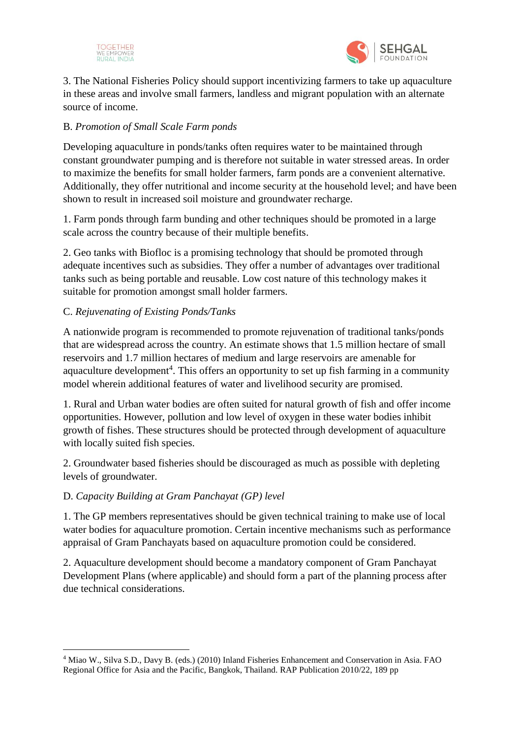3. The National Fisheries Policy should support incentivizing farmers to take up aquaculture in these areas and involve small farmers, landless and migrant population with an alternate source of income.

B. *Promotion of Small Scale Farm ponds*

Developing aquaculture in ponds/tanks often requires water to be maintained through constant groundwater pumping and is therefore not suitable in water stressed areas. In order to maximize the benefits for small holder farmers, farm ponds are a convenient alternative. Additionally, they offer nutritional and income security at the household level; and have been shown to result in increased soil moisture and groundwater recharge.

1. Farm ponds through farm bunding and other techniques should be promoted in a large scale across the country because of their multiple benefits.

2. Geo tanks with Biofloc is a promising technology that should be promoted through adequate incentives such as subsidies. They offer a number of advantages over traditional tanks such as being portable and reusable. Low cost nature of this technology makes it suitable for promotion amongst small holder farmers.

C. *Rejuvenating of Existing Ponds/Tanks*

A nationwide program is recommended to promote rejuvenation of traditional tanks/ponds that are widespread across the country. An estimate shows that 1.5 million hectare of small reservoirs and 1.7 million hectares of medium and large reservoirs are amenable for aquaculture development[4]. This offers an opportunity to set up fish farming in a community model wherein additional features of water and livelihood security are promised.

1. Rural and Urban water bodies are often suited for natural growth of fish and offer income opportunities. However, pollution and low level of oxygen in these water bodies inhibit growth of fishes. These structures should be protected through development of aquaculture with locally suited fish species.

2. Groundwater based fisheries should be discouraged as much as possible with depleting levels of groundwater.

D. *Capacity Building at Gram Panchayat (GP) level*

1. The GP members representatives should be given technical training to make use of local water bodies for aquaculture promotion. Certain incentive mechanisms such as performance appraisal of Gram Panchayats based on aquaculture promotion could be considered.

2. Aquaculture development should become a mandatory component of Gram Panchayat Development Plans (where applicable) and should form a part of the planning process after due technical considerations.

---

[4] Miao W., Silva S.D., Davy B. (eds.) (2010) Inland Fisheries Enhancement and Conservation in Asia. FAO Regional Office for Asia and the Pacific, Bangkok, Thailand. RAP Publication 2010/22, 189 pp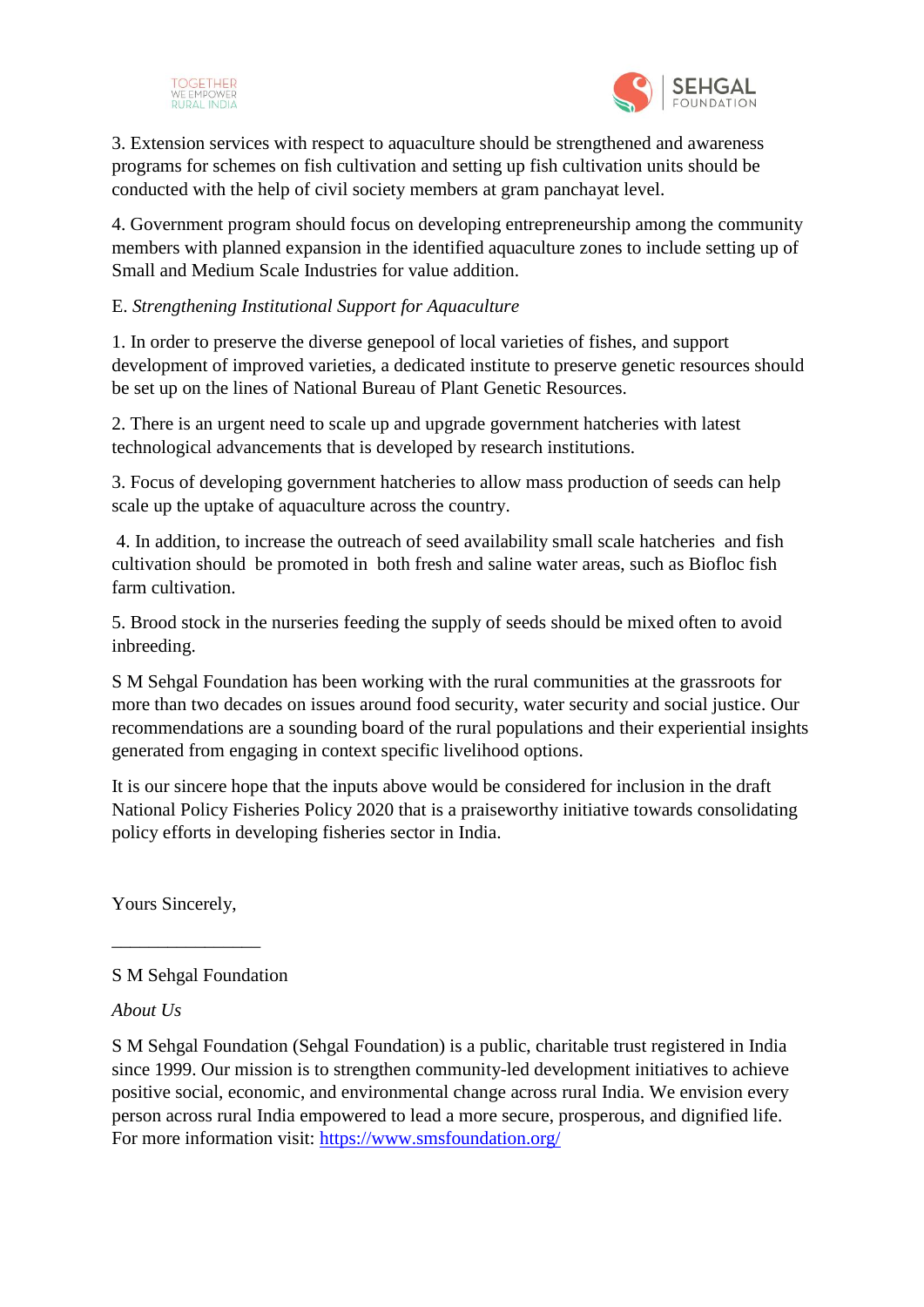3. Extension services with respect to aquaculture should be strengthened and awareness programs for schemes on fish cultivation and setting up fish cultivation units should be conducted with the help of civil society members at gram panchayat level.

4. Government program should focus on developing entrepreneurship among the community members with planned expansion in the identified aquaculture zones to include setting up of Small and Medium Scale Industries for value addition.

E. *Strengthening Institutional Support for Aquaculture*

1. In order to preserve the diverse genepool of local varieties of fishes, and support development of improved varieties, a dedicated institute to preserve genetic resources should be set up on the lines of National Bureau of Plant Genetic Resources.

2. There is an urgent need to scale up and upgrade government hatcheries with latest technological advancements that is developed by research institutions.

3. Focus of developing government hatcheries to allow mass production of seeds can help scale up the uptake of aquaculture across the country.

4. In addition, to increase the outreach of seed availability small scale hatcheries and fish cultivation should be promoted in both fresh and saline water areas, such as Biofloc fish farm cultivation.

5. Brood stock in the nurseries feeding the supply of seeds should be mixed often to avoid inbreeding.

S M Sehgal Foundation has been working with the rural communities at the grassroots for more than two decades on issues around food security, water security and social justice. Our recommendations are a sounding board of the rural populations and their experiential insights generated from engaging in context specific livelihood options.

It is our sincere hope that the inputs above would be considered for inclusion in the draft National Policy Fisheries Policy 2020 that is a praiseworthy initiative towards consolidating policy efforts in developing fisheries sector in India.

Yours Sincerely,

________________

S M Sehgal Foundation

*About Us*

S M Sehgal Foundation (Sehgal Foundation) is a public, charitable trust registered in India since 1999. Our mission is to strengthen community-led development initiatives to achieve positive social, economic, and environmental change across rural India. We envision every person across rural India empowered to lead a more secure, prosperous, and dignified life. For more information visit: [https://www.smsfoundation.org/](https://www.smsfoundation.org/)